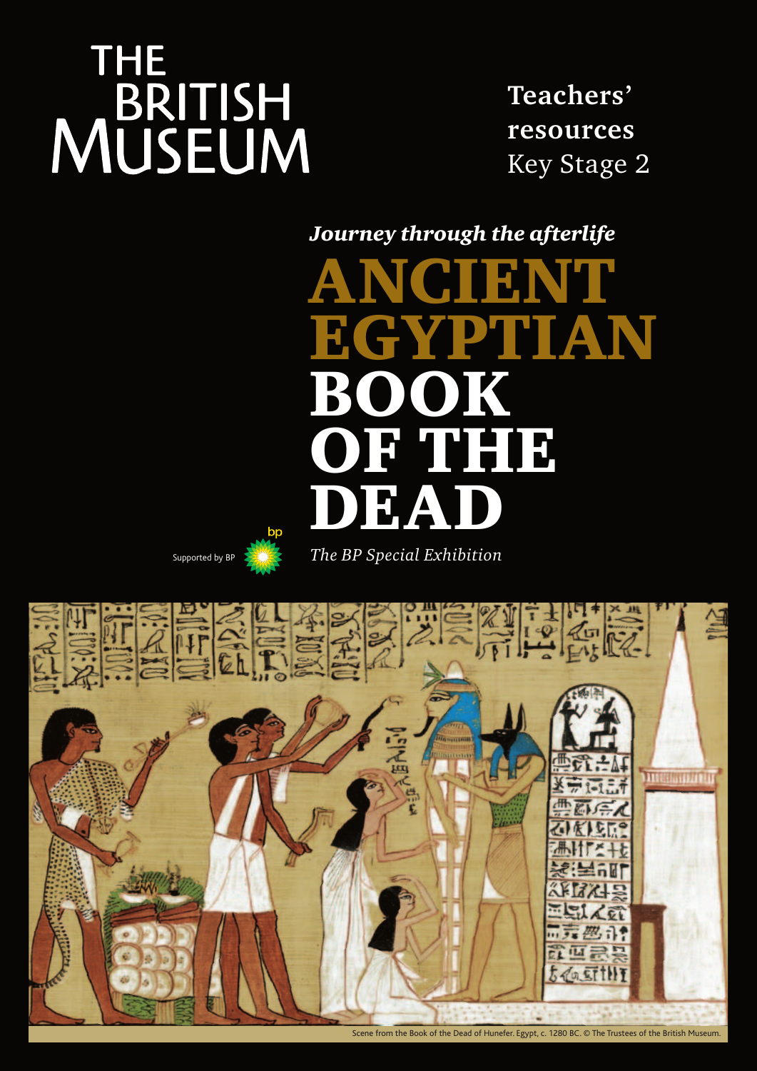THE BRITISH MUSEUM

**Teachers' resources**
Key Stage 2

***Journey through the afterlife***

# ANCIENT EGYPTIAN BOOK OF THE DEAD

*The BP Special Exhibition*

Supported by BP

Scene from the Book of the Dead of Hunefer. Egypt, c. 1280 BC. © The Trustees of the British Museum.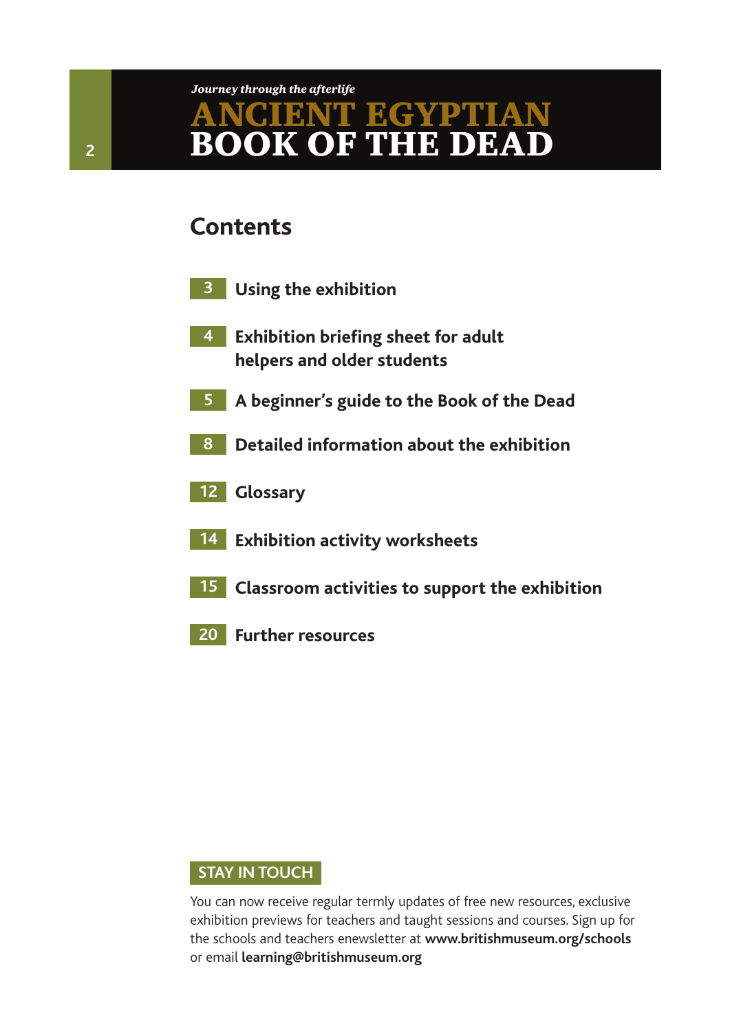## Contents

- **3** Using the exhibition
- **4** Exhibition briefing sheet for adult helpers and older students
- **5** A beginner's guide to the Book of the Dead
- **8** Detailed information about the exhibition
- **12** Glossary
- **14** Exhibition activity worksheets
- **15** Classroom activities to support the exhibition
- **20** Further resources

### STAY IN TOUCH

You can now receive regular termly updates of free new resources, exclusive exhibition previews for teachers and taught sessions and courses. Sign up for the schools and teachers enewsletter at **www.britishmuseum.org/schools** or email **learning@britishmuseum.org**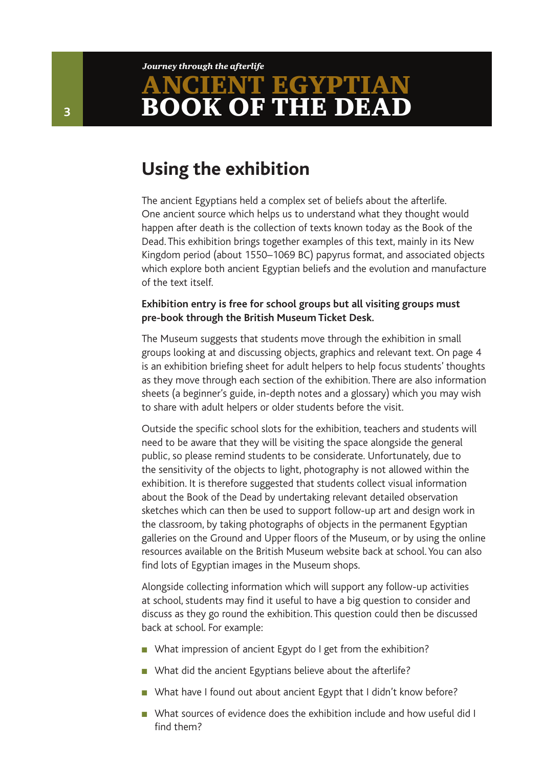## Using the exhibition

The ancient Egyptians held a complex set of beliefs about the afterlife. One ancient source which helps us to understand what they thought would happen after death is the collection of texts known today as the Book of the Dead. This exhibition brings together examples of this text, mainly in its New Kingdom period (about 1550–1069 BC) papyrus format, and associated objects which explore both ancient Egyptian beliefs and the evolution and manufacture of the text itself.

**Exhibition entry is free for school groups but all visiting groups must pre-book through the British Museum Ticket Desk.**

The Museum suggests that students move through the exhibition in small groups looking at and discussing objects, graphics and relevant text. On page 4 is an exhibition briefing sheet for adult helpers to help focus students' thoughts as they move through each section of the exhibition. There are also information sheets (a beginner's guide, in-depth notes and a glossary) which you may wish to share with adult helpers or older students before the visit.

Outside the specific school slots for the exhibition, teachers and students will need to be aware that they will be visiting the space alongside the general public, so please remind students to be considerate. Unfortunately, due to the sensitivity of the objects to light, photography is not allowed within the exhibition. It is therefore suggested that students collect visual information about the Book of the Dead by undertaking relevant detailed observation sketches which can then be used to support follow-up art and design work in the classroom, by taking photographs of objects in the permanent Egyptian galleries on the Ground and Upper floors of the Museum, or by using the online resources available on the British Museum website back at school. You can also find lots of Egyptian images in the Museum shops.

Alongside collecting information which will support any follow-up activities at school, students may find it useful to have a big question to consider and discuss as they go round the exhibition. This question could then be discussed back at school. For example:

- What impression of ancient Egypt do I get from the exhibition?
- What did the ancient Egyptians believe about the afterlife?
- What have I found out about ancient Egypt that I didn't know before?
- What sources of evidence does the exhibition include and how useful did I find them?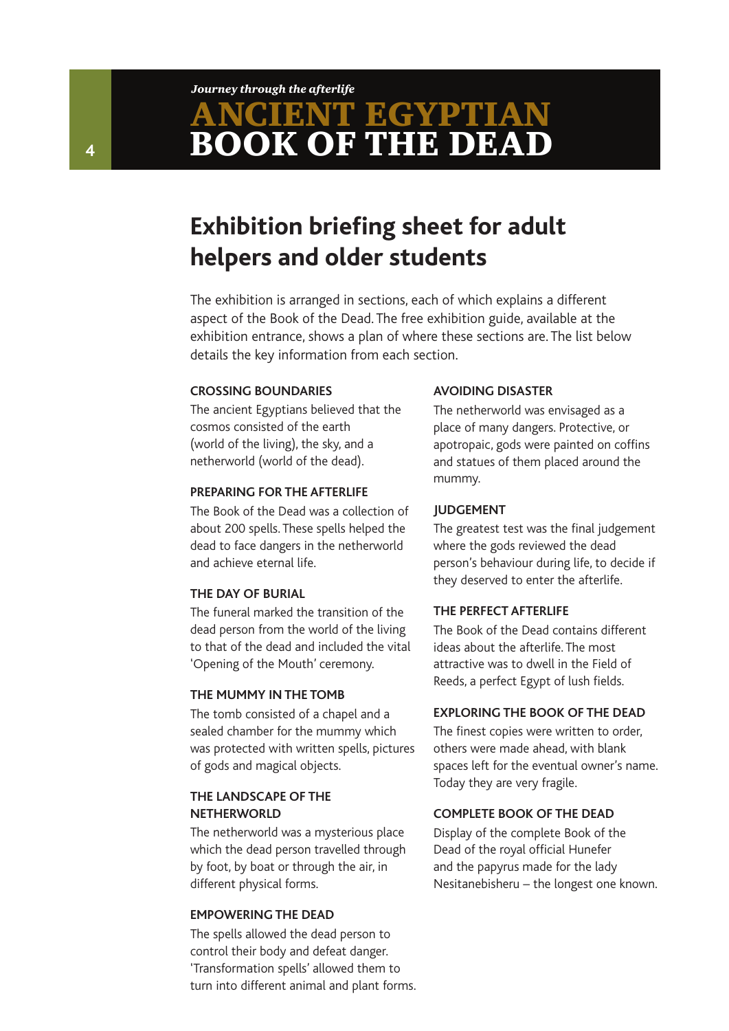*Journey through the afterlife*

# ANCIENT EGYPTIAN BOOK OF THE DEAD

## Exhibition briefing sheet for adult helpers and older students

The exhibition is arranged in sections, each of which explains a different aspect of the Book of the Dead. The free exhibition guide, available at the exhibition entrance, shows a plan of where these sections are. The list below details the key information from each section.

**CROSSING BOUNDARIES**

The ancient Egyptians believed that the cosmos consisted of the earth (world of the living), the sky, and a netherworld (world of the dead).

**PREPARING FOR THE AFTERLIFE**

The Book of the Dead was a collection of about 200 spells. These spells helped the dead to face dangers in the netherworld and achieve eternal life.

**THE DAY OF BURIAL**

The funeral marked the transition of the dead person from the world of the living to that of the dead and included the vital 'Opening of the Mouth' ceremony.

**THE MUMMY IN THE TOMB**

The tomb consisted of a chapel and a sealed chamber for the mummy which was protected with written spells, pictures of gods and magical objects.

**THE LANDSCAPE OF THE NETHERWORLD**

The netherworld was a mysterious place which the dead person travelled through by foot, by boat or through the air, in different physical forms.

**EMPOWERING THE DEAD**

The spells allowed the dead person to control their body and defeat danger. 'Transformation spells' allowed them to turn into different animal and plant forms.

**AVOIDING DISASTER**

The netherworld was envisaged as a place of many dangers. Protective, or apotropaic, gods were painted on coffins and statues of them placed around the mummy.

**JUDGEMENT**

The greatest test was the final judgement where the gods reviewed the dead person's behaviour during life, to decide if they deserved to enter the afterlife.

**THE PERFECT AFTERLIFE**

The Book of the Dead contains different ideas about the afterlife. The most attractive was to dwell in the Field of Reeds, a perfect Egypt of lush fields.

**EXPLORING THE BOOK OF THE DEAD**

The finest copies were written to order, others were made ahead, with blank spaces left for the eventual owner's name. Today they are very fragile.

**COMPLETE BOOK OF THE DEAD**

Display of the complete Book of the Dead of the royal official Hunefer and the papyrus made for the lady Nesitanebisheru – the longest one known.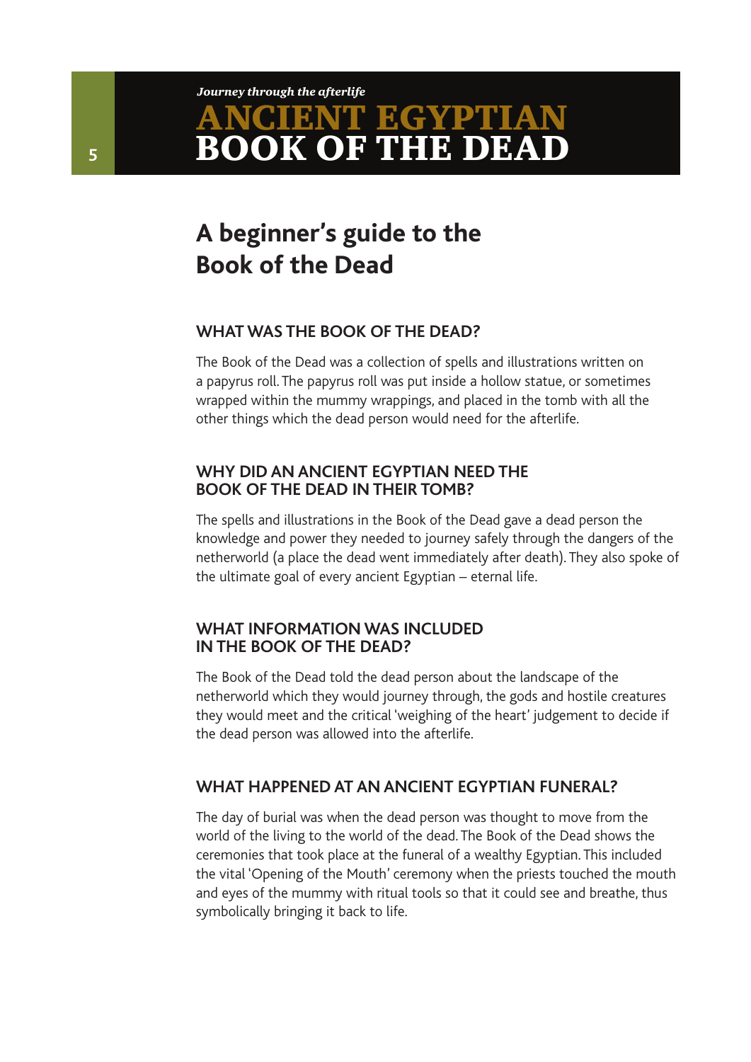## A beginner's guide to the Book of the Dead

### WHAT WAS THE BOOK OF THE DEAD?

The Book of the Dead was a collection of spells and illustrations written on a papyrus roll. The papyrus roll was put inside a hollow statue, or sometimes wrapped within the mummy wrappings, and placed in the tomb with all the other things which the dead person would need for the afterlife.

### WHY DID AN ANCIENT EGYPTIAN NEED THE BOOK OF THE DEAD IN THEIR TOMB?

The spells and illustrations in the Book of the Dead gave a dead person the knowledge and power they needed to journey safely through the dangers of the netherworld (a place the dead went immediately after death). They also spoke of the ultimate goal of every ancient Egyptian – eternal life.

### WHAT INFORMATION WAS INCLUDED IN THE BOOK OF THE DEAD?

The Book of the Dead told the dead person about the landscape of the netherworld which they would journey through, the gods and hostile creatures they would meet and the critical 'weighing of the heart' judgement to decide if the dead person was allowed into the afterlife.

### WHAT HAPPENED AT AN ANCIENT EGYPTIAN FUNERAL?

The day of burial was when the dead person was thought to move from the world of the living to the world of the dead. The Book of the Dead shows the ceremonies that took place at the funeral of a wealthy Egyptian. This included the vital 'Opening of the Mouth' ceremony when the priests touched the mouth and eyes of the mummy with ritual tools so that it could see and breathe, thus symbolically bringing it back to life.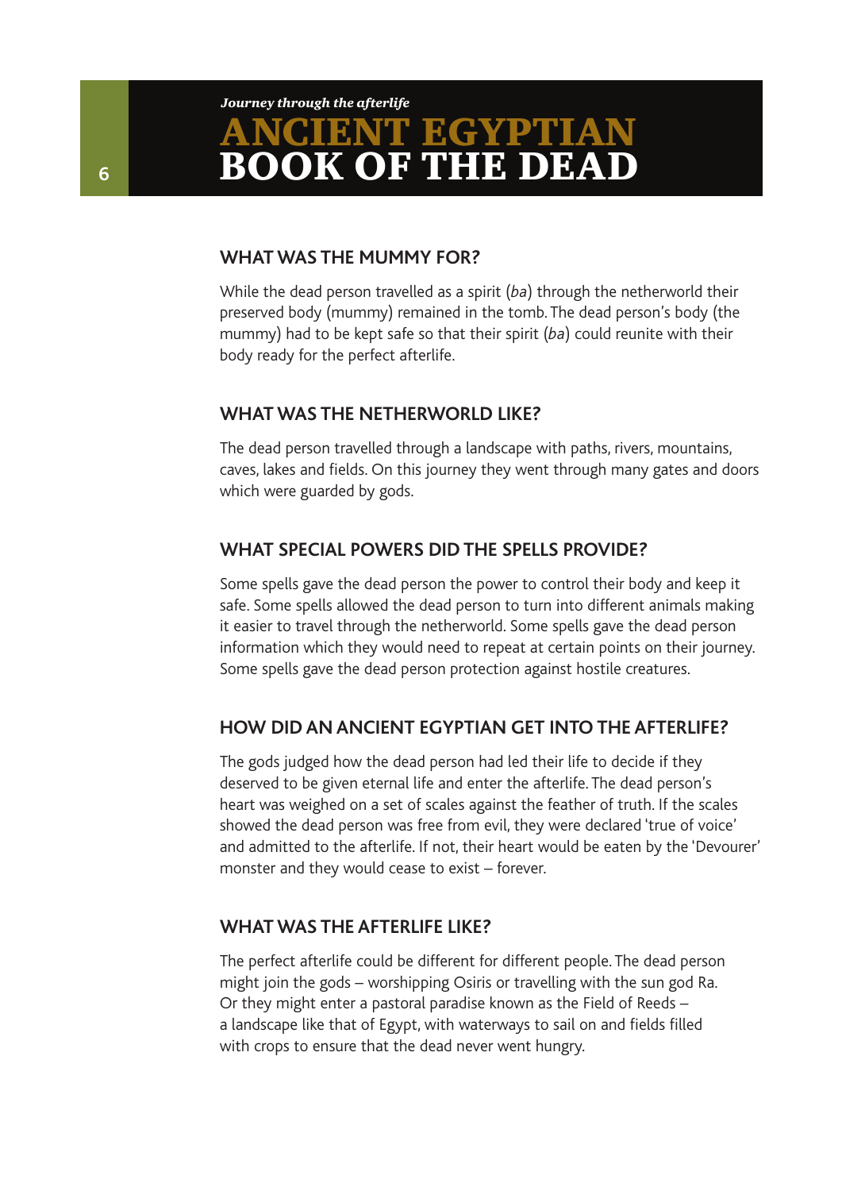## WHAT WAS THE MUMMY FOR?

While the dead person travelled as a spirit (*ba*) through the netherworld their preserved body (mummy) remained in the tomb. The dead person's body (the mummy) had to be kept safe so that their spirit (*ba*) could reunite with their body ready for the perfect afterlife.

## WHAT WAS THE NETHERWORLD LIKE?

The dead person travelled through a landscape with paths, rivers, mountains, caves, lakes and fields. On this journey they went through many gates and doors which were guarded by gods.

## WHAT SPECIAL POWERS DID THE SPELLS PROVIDE?

Some spells gave the dead person the power to control their body and keep it safe. Some spells allowed the dead person to turn into different animals making it easier to travel through the netherworld. Some spells gave the dead person information which they would need to repeat at certain points on their journey. Some spells gave the dead person protection against hostile creatures.

## HOW DID AN ANCIENT EGYPTIAN GET INTO THE AFTERLIFE?

The gods judged how the dead person had led their life to decide if they deserved to be given eternal life and enter the afterlife. The dead person's heart was weighed on a set of scales against the feather of truth. If the scales showed the dead person was free from evil, they were declared 'true of voice' and admitted to the afterlife. If not, their heart would be eaten by the 'Devourer' monster and they would cease to exist – forever.

## WHAT WAS THE AFTERLIFE LIKE?

The perfect afterlife could be different for different people. The dead person might join the gods – worshipping Osiris or travelling with the sun god Ra. Or they might enter a pastoral paradise known as the Field of Reeds – a landscape like that of Egypt, with waterways to sail on and fields filled with crops to ensure that the dead never went hungry.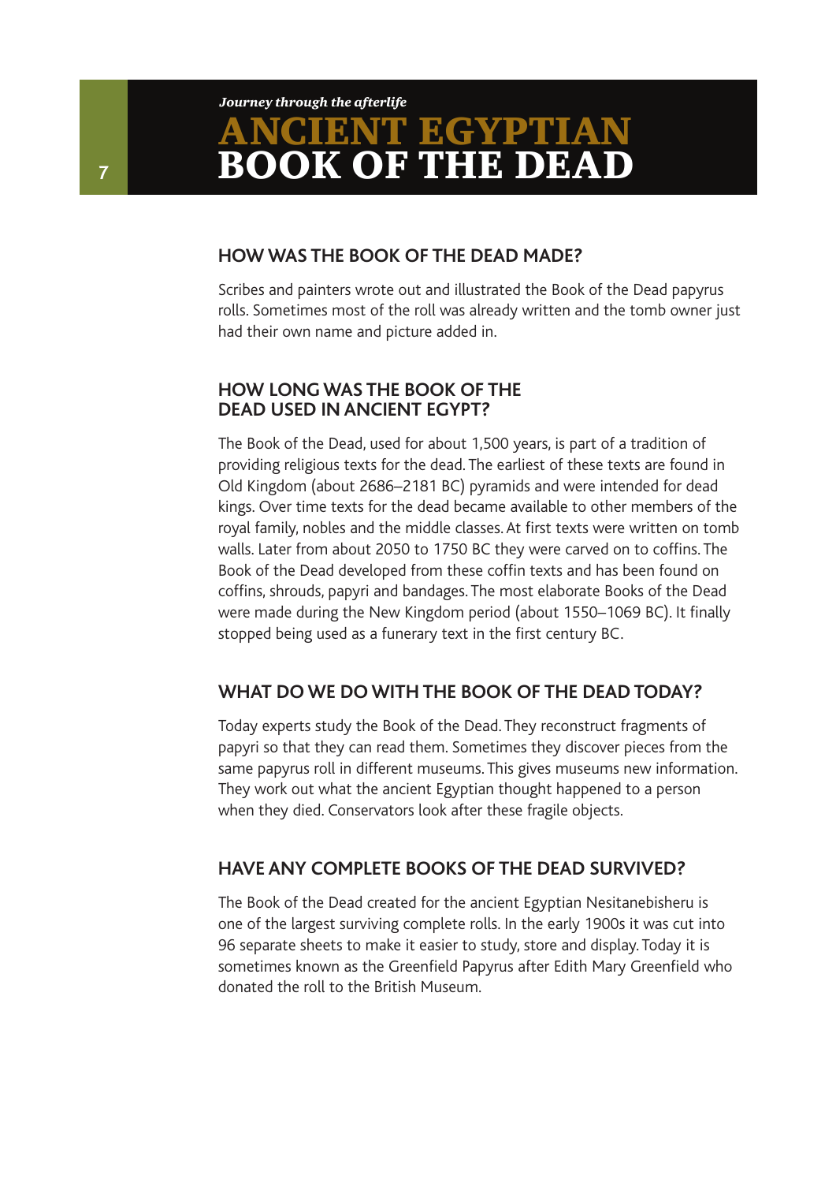## HOW WAS THE BOOK OF THE DEAD MADE?

Scribes and painters wrote out and illustrated the Book of the Dead papyrus rolls. Sometimes most of the roll was already written and the tomb owner just had their own name and picture added in.

## HOW LONG WAS THE BOOK OF THE DEAD USED IN ANCIENT EGYPT?

The Book of the Dead, used for about 1,500 years, is part of a tradition of providing religious texts for the dead. The earliest of these texts are found in Old Kingdom (about 2686–2181 BC) pyramids and were intended for dead kings. Over time texts for the dead became available to other members of the royal family, nobles and the middle classes. At first texts were written on tomb walls. Later from about 2050 to 1750 BC they were carved on to coffins. The Book of the Dead developed from these coffin texts and has been found on coffins, shrouds, papyri and bandages. The most elaborate Books of the Dead were made during the New Kingdom period (about 1550–1069 BC). It finally stopped being used as a funerary text in the first century BC.

## WHAT DO WE DO WITH THE BOOK OF THE DEAD TODAY?

Today experts study the Book of the Dead. They reconstruct fragments of papyri so that they can read them. Sometimes they discover pieces from the same papyrus roll in different museums. This gives museums new information. They work out what the ancient Egyptian thought happened to a person when they died. Conservators look after these fragile objects.

## HAVE ANY COMPLETE BOOKS OF THE DEAD SURVIVED?

The Book of the Dead created for the ancient Egyptian Nesitanebisheru is one of the largest surviving complete rolls. In the early 1900s it was cut into 96 separate sheets to make it easier to study, store and display. Today it is sometimes known as the Greenfield Papyrus after Edith Mary Greenfield who donated the roll to the British Museum.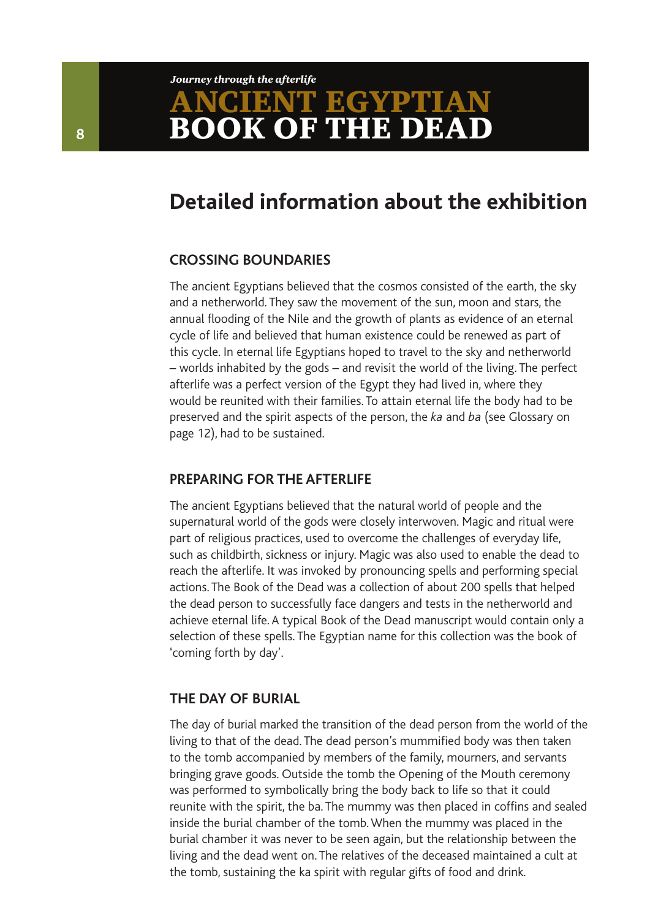## Detailed information about the exhibition

### CROSSING BOUNDARIES

The ancient Egyptians believed that the cosmos consisted of the earth, the sky and a netherworld. They saw the movement of the sun, moon and stars, the annual flooding of the Nile and the growth of plants as evidence of an eternal cycle of life and believed that human existence could be renewed as part of this cycle. In eternal life Egyptians hoped to travel to the sky and netherworld – worlds inhabited by the gods – and revisit the world of the living. The perfect afterlife was a perfect version of the Egypt they had lived in, where they would be reunited with their families. To attain eternal life the body had to be preserved and the spirit aspects of the person, the *ka* and *ba* (see Glossary on page 12), had to be sustained.

### PREPARING FOR THE AFTERLIFE

The ancient Egyptians believed that the natural world of people and the supernatural world of the gods were closely interwoven. Magic and ritual were part of religious practices, used to overcome the challenges of everyday life, such as childbirth, sickness or injury. Magic was also used to enable the dead to reach the afterlife. It was invoked by pronouncing spells and performing special actions. The Book of the Dead was a collection of about 200 spells that helped the dead person to successfully face dangers and tests in the netherworld and achieve eternal life. A typical Book of the Dead manuscript would contain only a selection of these spells. The Egyptian name for this collection was the book of 'coming forth by day'.

### THE DAY OF BURIAL

The day of burial marked the transition of the dead person from the world of the living to that of the dead. The dead person's mummified body was then taken to the tomb accompanied by members of the family, mourners, and servants bringing grave goods. Outside the tomb the Opening of the Mouth ceremony was performed to symbolically bring the body back to life so that it could reunite with the spirit, the ba. The mummy was then placed in coffins and sealed inside the burial chamber of the tomb. When the mummy was placed in the burial chamber it was never to be seen again, but the relationship between the living and the dead went on. The relatives of the deceased maintained a cult at the tomb, sustaining the ka spirit with regular gifts of food and drink.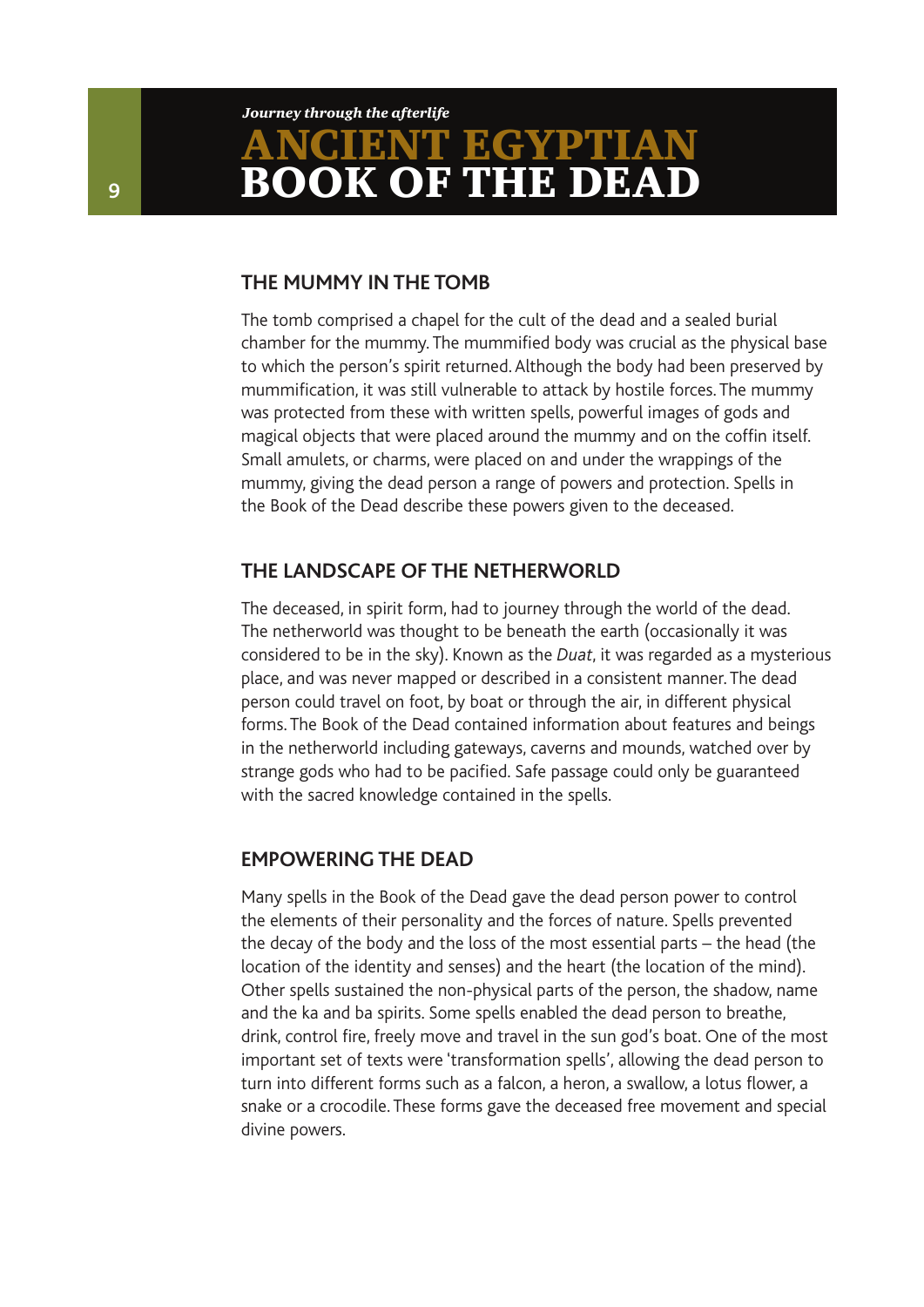## THE MUMMY IN THE TOMB

The tomb comprised a chapel for the cult of the dead and a sealed burial chamber for the mummy. The mummified body was crucial as the physical base to which the person's spirit returned. Although the body had been preserved by mummification, it was still vulnerable to attack by hostile forces. The mummy was protected from these with written spells, powerful images of gods and magical objects that were placed around the mummy and on the coffin itself. Small amulets, or charms, were placed on and under the wrappings of the mummy, giving the dead person a range of powers and protection. Spells in the Book of the Dead describe these powers given to the deceased.

## THE LANDSCAPE OF THE NETHERWORLD

The deceased, in spirit form, had to journey through the world of the dead. The netherworld was thought to be beneath the earth (occasionally it was considered to be in the sky). Known as the *Duat*, it was regarded as a mysterious place, and was never mapped or described in a consistent manner. The dead person could travel on foot, by boat or through the air, in different physical forms. The Book of the Dead contained information about features and beings in the netherworld including gateways, caverns and mounds, watched over by strange gods who had to be pacified. Safe passage could only be guaranteed with the sacred knowledge contained in the spells.

## EMPOWERING THE DEAD

Many spells in the Book of the Dead gave the dead person power to control the elements of their personality and the forces of nature. Spells prevented the decay of the body and the loss of the most essential parts – the head (the location of the identity and senses) and the heart (the location of the mind). Other spells sustained the non-physical parts of the person, the shadow, name and the ka and ba spirits. Some spells enabled the dead person to breathe, drink, control fire, freely move and travel in the sun god's boat. One of the most important set of texts were 'transformation spells', allowing the dead person to turn into different forms such as a falcon, a heron, a swallow, a lotus flower, a snake or a crocodile. These forms gave the deceased free movement and special divine powers.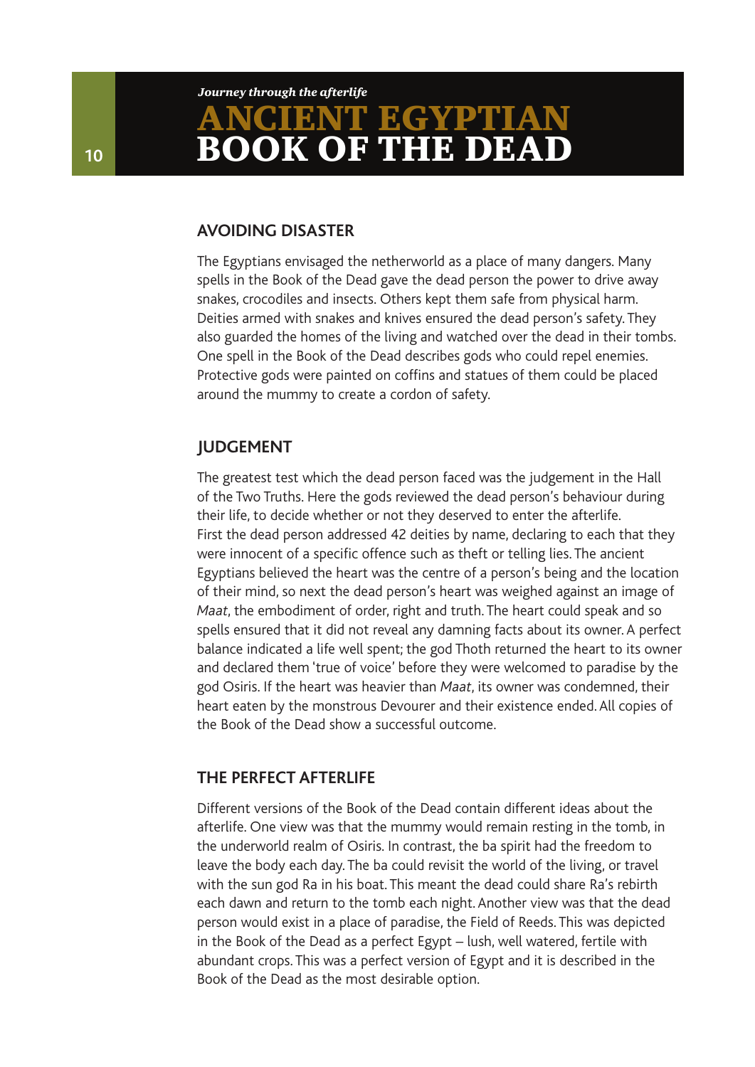## AVOIDING DISASTER

The Egyptians envisaged the netherworld as a place of many dangers. Many spells in the Book of the Dead gave the dead person the power to drive away snakes, crocodiles and insects. Others kept them safe from physical harm. Deities armed with snakes and knives ensured the dead person's safety. They also guarded the homes of the living and watched over the dead in their tombs. One spell in the Book of the Dead describes gods who could repel enemies. Protective gods were painted on coffins and statues of them could be placed around the mummy to create a cordon of safety.

## JUDGEMENT

The greatest test which the dead person faced was the judgement in the Hall of the Two Truths. Here the gods reviewed the dead person's behaviour during their life, to decide whether or not they deserved to enter the afterlife. First the dead person addressed 42 deities by name, declaring to each that they were innocent of a specific offence such as theft or telling lies. The ancient Egyptians believed the heart was the centre of a person's being and the location of their mind, so next the dead person's heart was weighed against an image of *Maat*, the embodiment of order, right and truth. The heart could speak and so spells ensured that it did not reveal any damning facts about its owner. A perfect balance indicated a life well spent; the god Thoth returned the heart to its owner and declared them 'true of voice' before they were welcomed to paradise by the god Osiris. If the heart was heavier than *Maat*, its owner was condemned, their heart eaten by the monstrous Devourer and their existence ended. All copies of the Book of the Dead show a successful outcome.

## THE PERFECT AFTERLIFE

Different versions of the Book of the Dead contain different ideas about the afterlife. One view was that the mummy would remain resting in the tomb, in the underworld realm of Osiris. In contrast, the ba spirit had the freedom to leave the body each day. The ba could revisit the world of the living, or travel with the sun god Ra in his boat. This meant the dead could share Ra's rebirth each dawn and return to the tomb each night. Another view was that the dead person would exist in a place of paradise, the Field of Reeds. This was depicted in the Book of the Dead as a perfect Egypt – lush, well watered, fertile with abundant crops. This was a perfect version of Egypt and it is described in the Book of the Dead as the most desirable option.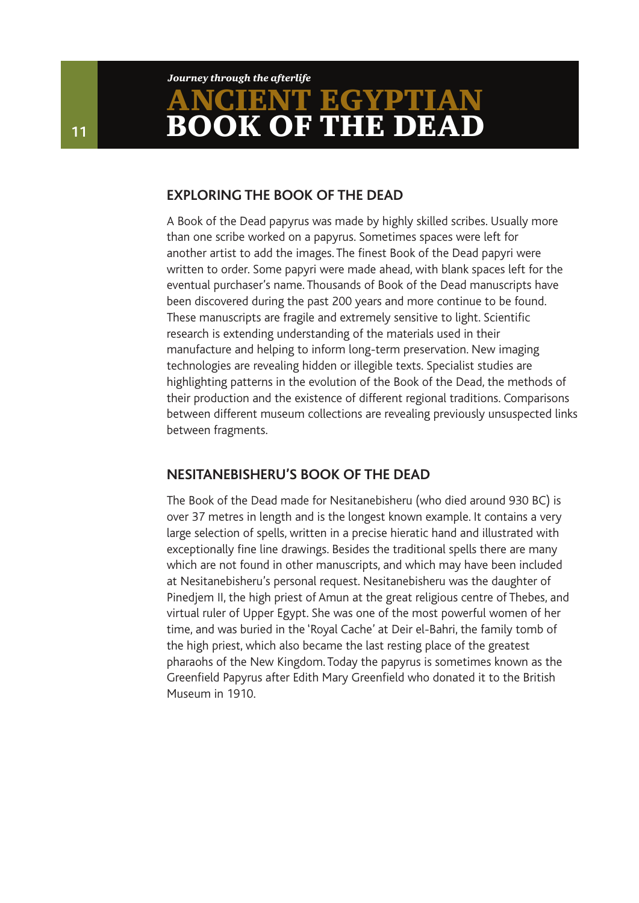## EXPLORING THE BOOK OF THE DEAD

A Book of the Dead papyrus was made by highly skilled scribes. Usually more than one scribe worked on a papyrus. Sometimes spaces were left for another artist to add the images. The finest Book of the Dead papyri were written to order. Some papyri were made ahead, with blank spaces left for the eventual purchaser's name. Thousands of Book of the Dead manuscripts have been discovered during the past 200 years and more continue to be found. These manuscripts are fragile and extremely sensitive to light. Scientific research is extending understanding of the materials used in their manufacture and helping to inform long-term preservation. New imaging technologies are revealing hidden or illegible texts. Specialist studies are highlighting patterns in the evolution of the Book of the Dead, the methods of their production and the existence of different regional traditions. Comparisons between different museum collections are revealing previously unsuspected links between fragments.

## NESITANEBISHERU'S BOOK OF THE DEAD

The Book of the Dead made for Nesitanebisheru (who died around 930 BC) is over 37 metres in length and is the longest known example. It contains a very large selection of spells, written in a precise hieratic hand and illustrated with exceptionally fine line drawings. Besides the traditional spells there are many which are not found in other manuscripts, and which may have been included at Nesitanebisheru's personal request. Nesitanebisheru was the daughter of Pinedjem II, the high priest of Amun at the great religious centre of Thebes, and virtual ruler of Upper Egypt. She was one of the most powerful women of her time, and was buried in the 'Royal Cache' at Deir el-Bahri, the family tomb of the high priest, which also became the last resting place of the greatest pharaohs of the New Kingdom. Today the papyrus is sometimes known as the Greenfield Papyrus after Edith Mary Greenfield who donated it to the British Museum in 1910.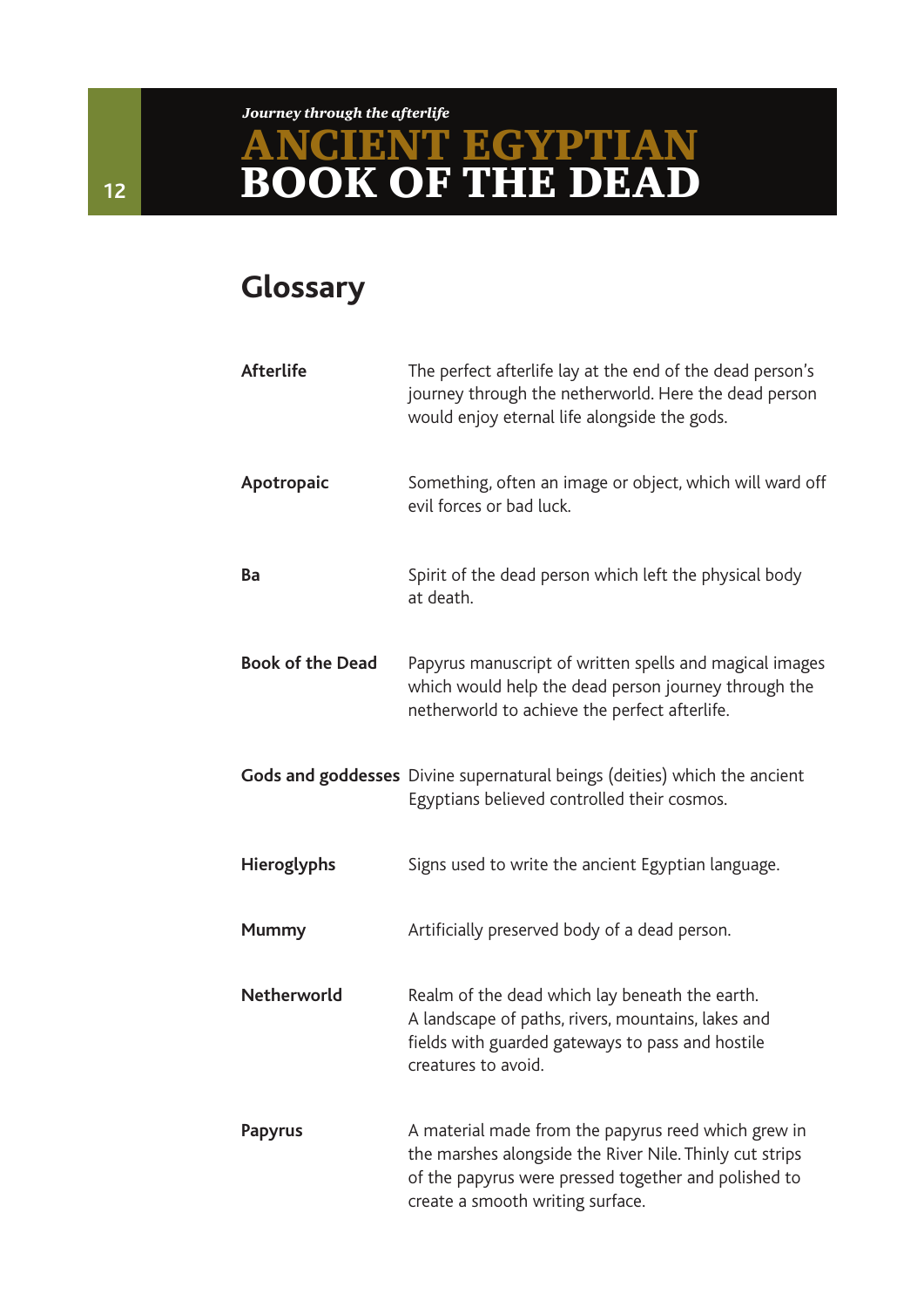## Glossary

| | |
|---|---|
| **Afterlife** | The perfect afterlife lay at the end of the dead person's journey through the netherworld. Here the dead person would enjoy eternal life alongside the gods. |
| **Apotropaic** | Something, often an image or object, which will ward off evil forces or bad luck. |
| **Ba** | Spirit of the dead person which left the physical body at death. |
| **Book of the Dead** | Papyrus manuscript of written spells and magical images which would help the dead person journey through the netherworld to achieve the perfect afterlife. |
| **Gods and goddesses** | Divine supernatural beings (deities) which the ancient Egyptians believed controlled their cosmos. |
| **Hieroglyphs** | Signs used to write the ancient Egyptian language. |
| **Mummy** | Artificially preserved body of a dead person. |
| **Netherworld** | Realm of the dead which lay beneath the earth. A landscape of paths, rivers, mountains, lakes and fields with guarded gateways to pass and hostile creatures to avoid. |
| **Papyrus** | A material made from the papyrus reed which grew in the marshes alongside the River Nile. Thinly cut strips of the papyrus were pressed together and polished to create a smooth writing surface. |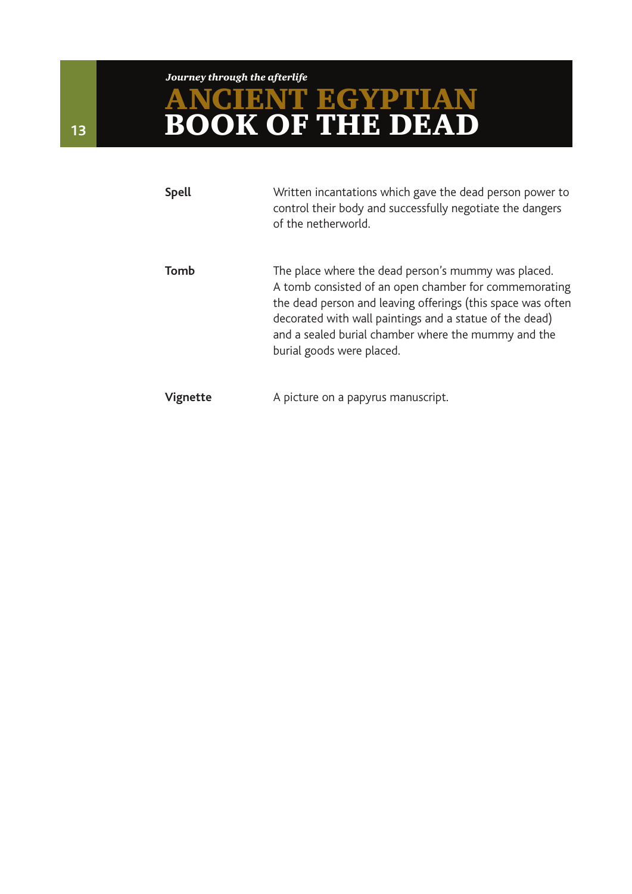| | |
|---|---|
| **Spell** | Written incantations which gave the dead person power to control their body and successfully negotiate the dangers of the netherworld. |
| **Tomb** | The place where the dead person's mummy was placed. A tomb consisted of an open chamber for commemorating the dead person and leaving offerings (this space was often decorated with wall paintings and a statue of the dead) and a sealed burial chamber where the mummy and the burial goods were placed. |
| **Vignette** | A picture on a papyrus manuscript. |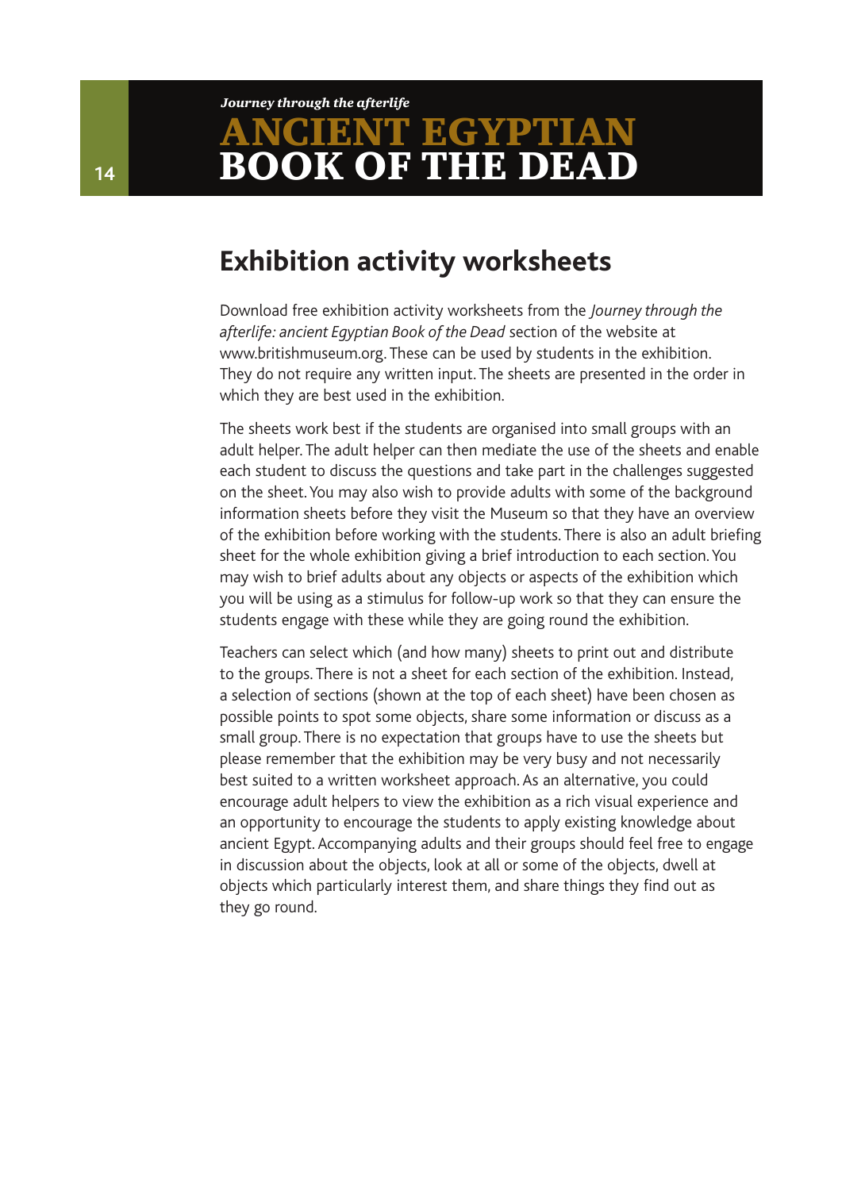## Exhibition activity worksheets

Download free exhibition activity worksheets from the *Journey through the afterlife: ancient Egyptian Book of the Dead* section of the website at www.britishmuseum.org. These can be used by students in the exhibition. They do not require any written input. The sheets are presented in the order in which they are best used in the exhibition.

The sheets work best if the students are organised into small groups with an adult helper. The adult helper can then mediate the use of the sheets and enable each student to discuss the questions and take part in the challenges suggested on the sheet. You may also wish to provide adults with some of the background information sheets before they visit the Museum so that they have an overview of the exhibition before working with the students. There is also an adult briefing sheet for the whole exhibition giving a brief introduction to each section. You may wish to brief adults about any objects or aspects of the exhibition which you will be using as a stimulus for follow-up work so that they can ensure the students engage with these while they are going round the exhibition.

Teachers can select which (and how many) sheets to print out and distribute to the groups. There is not a sheet for each section of the exhibition. Instead, a selection of sections (shown at the top of each sheet) have been chosen as possible points to spot some objects, share some information or discuss as a small group. There is no expectation that groups have to use the sheets but please remember that the exhibition may be very busy and not necessarily best suited to a written worksheet approach. As an alternative, you could encourage adult helpers to view the exhibition as a rich visual experience and an opportunity to encourage the students to apply existing knowledge about ancient Egypt. Accompanying adults and their groups should feel free to engage in discussion about the objects, look at all or some of the objects, dwell at objects which particularly interest them, and share things they find out as they go round.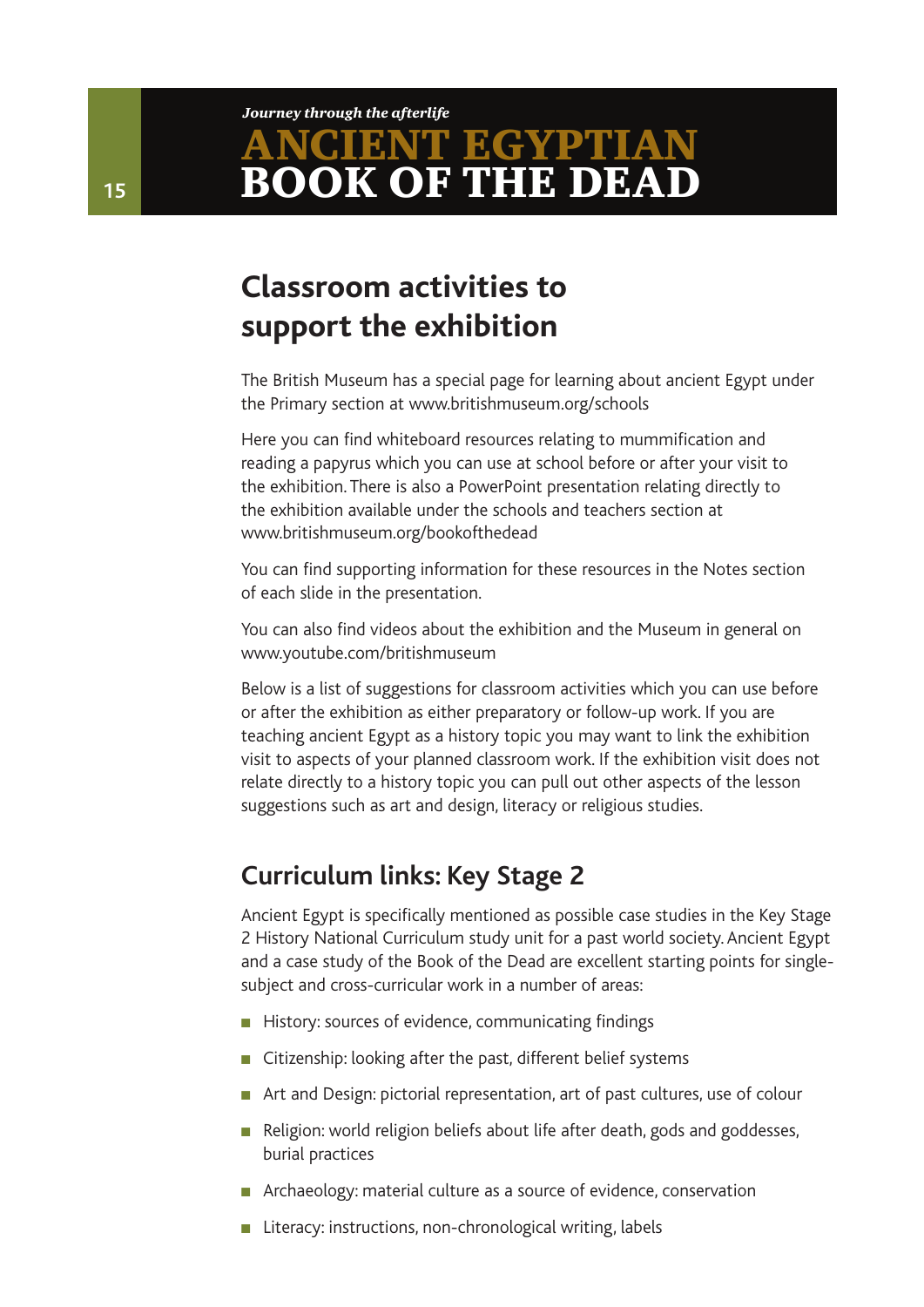## Classroom activities to support the exhibition

The British Museum has a special page for learning about ancient Egypt under the Primary section at www.britishmuseum.org/schools

Here you can find whiteboard resources relating to mummification and reading a papyrus which you can use at school before or after your visit to the exhibition. There is also a PowerPoint presentation relating directly to the exhibition available under the schools and teachers section at www.britishmuseum.org/bookofthedead

You can find supporting information for these resources in the Notes section of each slide in the presentation.

You can also find videos about the exhibition and the Museum in general on www.youtube.com/britishmuseum

Below is a list of suggestions for classroom activities which you can use before or after the exhibition as either preparatory or follow-up work. If you are teaching ancient Egypt as a history topic you may want to link the exhibition visit to aspects of your planned classroom work. If the exhibition visit does not relate directly to a history topic you can pull out other aspects of the lesson suggestions such as art and design, literacy or religious studies.

### Curriculum links: Key Stage 2

Ancient Egypt is specifically mentioned as possible case studies in the Key Stage 2 History National Curriculum study unit for a past world society. Ancient Egypt and a case study of the Book of the Dead are excellent starting points for single-subject and cross-curricular work in a number of areas:

- History: sources of evidence, communicating findings
- Citizenship: looking after the past, different belief systems
- Art and Design: pictorial representation, art of past cultures, use of colour
- Religion: world religion beliefs about life after death, gods and goddesses, burial practices
- Archaeology: material culture as a source of evidence, conservation
- Literacy: instructions, non-chronological writing, labels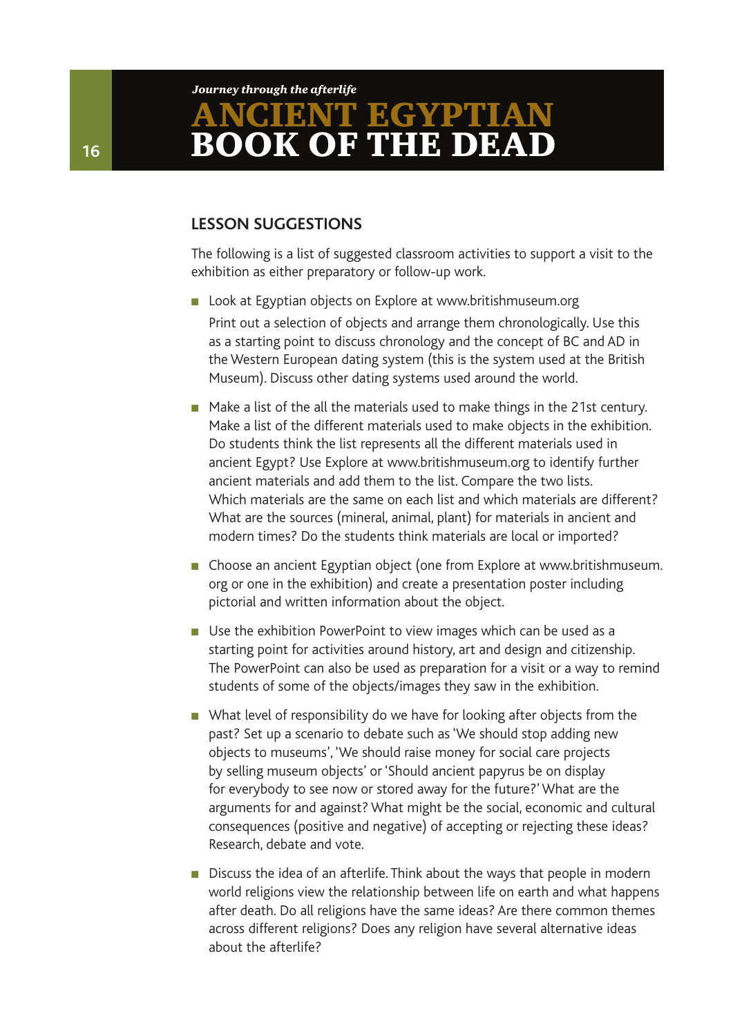## LESSON SUGGESTIONS

The following is a list of suggested classroom activities to support a visit to the exhibition as either preparatory or follow-up work.

- Look at Egyptian objects on Explore at www.britishmuseum.org

  Print out a selection of objects and arrange them chronologically. Use this as a starting point to discuss chronology and the concept of BC and AD in the Western European dating system (this is the system used at the British Museum). Discuss other dating systems used around the world.

- Make a list of the all the materials used to make things in the 21st century. Make a list of the different materials used to make objects in the exhibition. Do students think the list represents all the different materials used in ancient Egypt? Use Explore at www.britishmuseum.org to identify further ancient materials and add them to the list. Compare the two lists. Which materials are the same on each list and which materials are different? What are the sources (mineral, animal, plant) for materials in ancient and modern times? Do the students think materials are local or imported?

- Choose an ancient Egyptian object (one from Explore at www.britishmuseum.org or one in the exhibition) and create a presentation poster including pictorial and written information about the object.

- Use the exhibition PowerPoint to view images which can be used as a starting point for activities around history, art and design and citizenship. The PowerPoint can also be used as preparation for a visit or a way to remind students of some of the objects/images they saw in the exhibition.

- What level of responsibility do we have for looking after objects from the past? Set up a scenario to debate such as 'We should stop adding new objects to museums', 'We should raise money for social care projects by selling museum objects' or 'Should ancient papyrus be on display for everybody to see now or stored away for the future?' What are the arguments for and against? What might be the social, economic and cultural consequences (positive and negative) of accepting or rejecting these ideas? Research, debate and vote.

- Discuss the idea of an afterlife. Think about the ways that people in modern world religions view the relationship between life on earth and what happens after death. Do all religions have the same ideas? Are there common themes across different religions? Does any religion have several alternative ideas about the afterlife?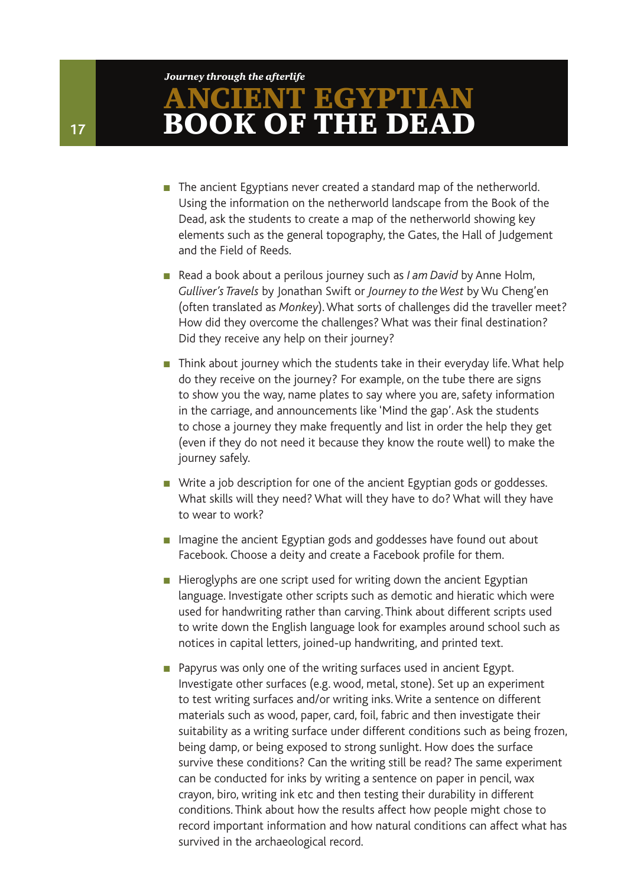- The ancient Egyptians never created a standard map of the netherworld. Using the information on the netherworld landscape from the Book of the Dead, ask the students to create a map of the netherworld showing key elements such as the general topography, the Gates, the Hall of Judgement and the Field of Reeds.
- Read a book about a perilous journey such as *I am David* by Anne Holm, *Gulliver's Travels* by Jonathan Swift or *Journey to the West* by Wu Cheng'en (often translated as *Monkey*). What sorts of challenges did the traveller meet? How did they overcome the challenges? What was their final destination? Did they receive any help on their journey?
- Think about journey which the students take in their everyday life. What help do they receive on the journey? For example, on the tube there are signs to show you the way, name plates to say where you are, safety information in the carriage, and announcements like 'Mind the gap'. Ask the students to chose a journey they make frequently and list in order the help they get (even if they do not need it because they know the route well) to make the journey safely.
- Write a job description for one of the ancient Egyptian gods or goddesses. What skills will they need? What will they have to do? What will they have to wear to work?
- Imagine the ancient Egyptian gods and goddesses have found out about Facebook. Choose a deity and create a Facebook profile for them.
- Hieroglyphs are one script used for writing down the ancient Egyptian language. Investigate other scripts such as demotic and hieratic which were used for handwriting rather than carving. Think about different scripts used to write down the English language look for examples around school such as notices in capital letters, joined-up handwriting, and printed text.
- Papyrus was only one of the writing surfaces used in ancient Egypt. Investigate other surfaces (e.g. wood, metal, stone). Set up an experiment to test writing surfaces and/or writing inks. Write a sentence on different materials such as wood, paper, card, foil, fabric and then investigate their suitability as a writing surface under different conditions such as being frozen, being damp, or being exposed to strong sunlight. How does the surface survive these conditions? Can the writing still be read? The same experiment can be conducted for inks by writing a sentence on paper in pencil, wax crayon, biro, writing ink etc and then testing their durability in different conditions. Think about how the results affect how people might chose to record important information and how natural conditions can affect what has survived in the archaeological record.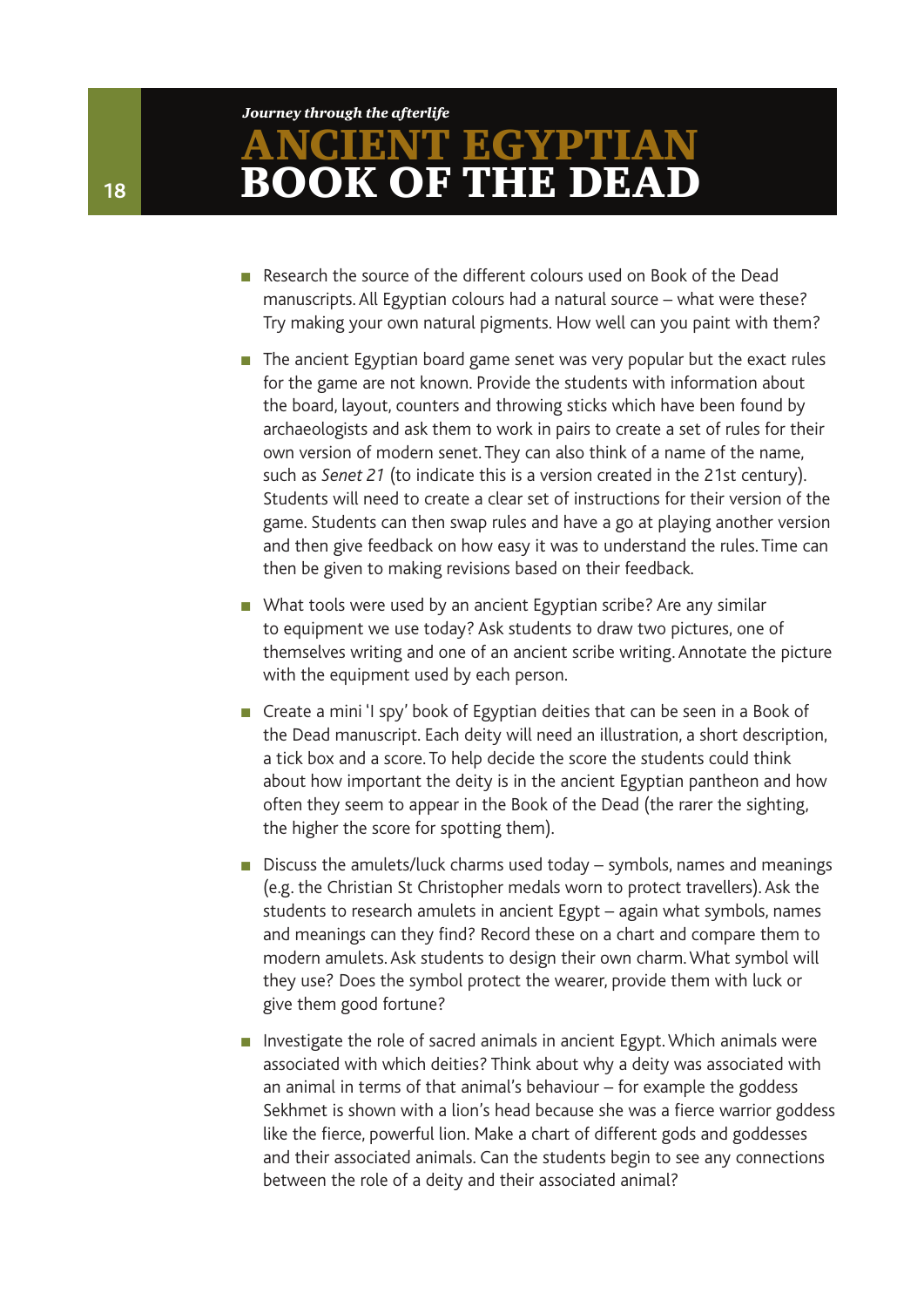- Research the source of the different colours used on Book of the Dead manuscripts. All Egyptian colours had a natural source – what were these? Try making your own natural pigments. How well can you paint with them?

- The ancient Egyptian board game senet was very popular but the exact rules for the game are not known. Provide the students with information about the board, layout, counters and throwing sticks which have been found by archaeologists and ask them to work in pairs to create a set of rules for their own version of modern senet. They can also think of a name of the name, such as *Senet 21* (to indicate this is a version created in the 21st century). Students will need to create a clear set of instructions for their version of the game. Students can then swap rules and have a go at playing another version and then give feedback on how easy it was to understand the rules. Time can then be given to making revisions based on their feedback.

- What tools were used by an ancient Egyptian scribe? Are any similar to equipment we use today? Ask students to draw two pictures, one of themselves writing and one of an ancient scribe writing. Annotate the picture with the equipment used by each person.

- Create a mini 'I spy' book of Egyptian deities that can be seen in a Book of the Dead manuscript. Each deity will need an illustration, a short description, a tick box and a score. To help decide the score the students could think about how important the deity is in the ancient Egyptian pantheon and how often they seem to appear in the Book of the Dead (the rarer the sighting, the higher the score for spotting them).

- Discuss the amulets/luck charms used today – symbols, names and meanings (e.g. the Christian St Christopher medals worn to protect travellers). Ask the students to research amulets in ancient Egypt – again what symbols, names and meanings can they find? Record these on a chart and compare them to modern amulets. Ask students to design their own charm. What symbol will they use? Does the symbol protect the wearer, provide them with luck or give them good fortune?

- Investigate the role of sacred animals in ancient Egypt. Which animals were associated with which deities? Think about why a deity was associated with an animal in terms of that animal's behaviour – for example the goddess Sekhmet is shown with a lion's head because she was a fierce warrior goddess like the fierce, powerful lion. Make a chart of different gods and goddesses and their associated animals. Can the students begin to see any connections between the role of a deity and their associated animal?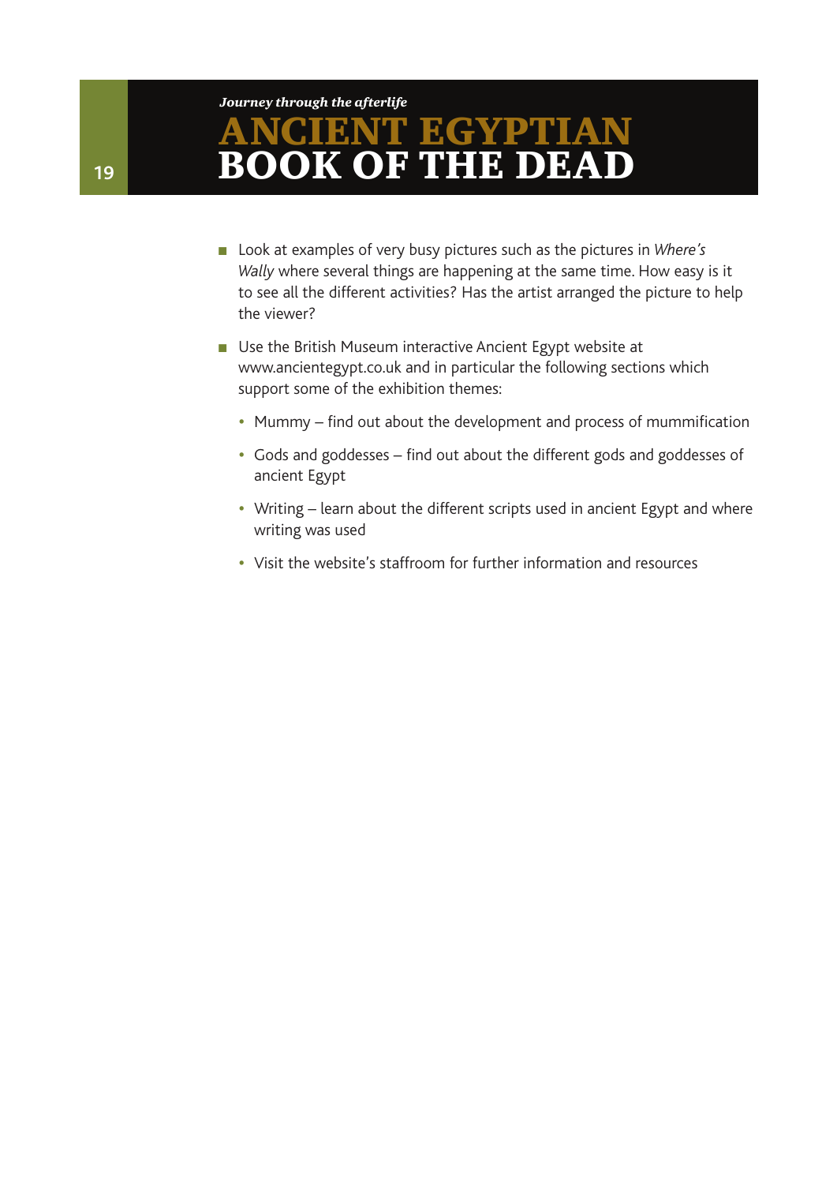- Look at examples of very busy pictures such as the pictures in *Where's Wally* where several things are happening at the same time. How easy is it to see all the different activities? Has the artist arranged the picture to help the viewer?

- Use the British Museum interactive Ancient Egypt website at www.ancientegypt.co.uk and in particular the following sections which support some of the exhibition themes:

  - Mummy – find out about the development and process of mummification

  - Gods and goddesses – find out about the different gods and goddesses of ancient Egypt

  - Writing – learn about the different scripts used in ancient Egypt and where writing was used

  - Visit the website's staffroom for further information and resources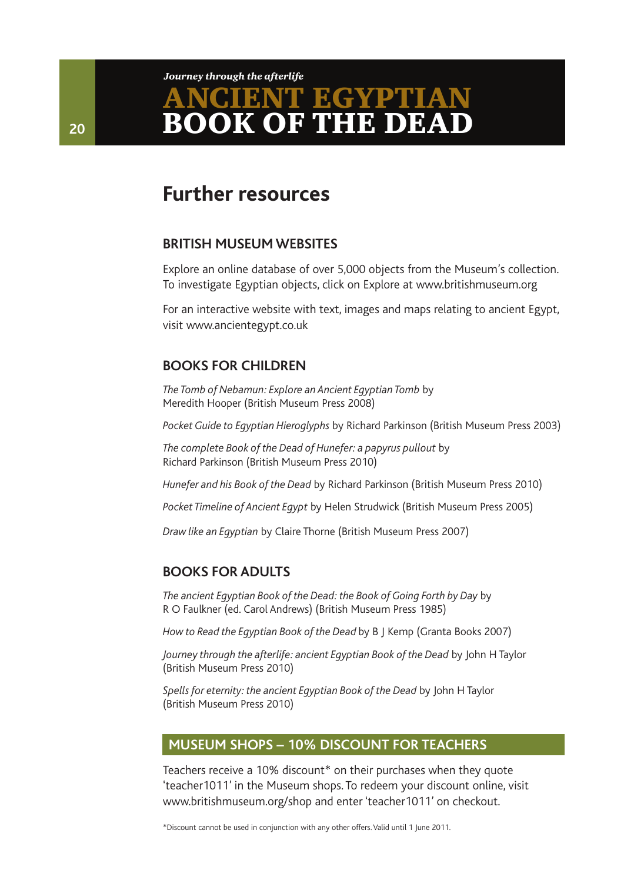# Further resources

## BRITISH MUSEUM WEBSITES

Explore an online database of over 5,000 objects from the Museum's collection. To investigate Egyptian objects, click on Explore at www.britishmuseum.org

For an interactive website with text, images and maps relating to ancient Egypt, visit www.ancientegypt.co.uk

## BOOKS FOR CHILDREN

*The Tomb of Nebamun: Explore an Ancient Egyptian Tomb* by Meredith Hooper (British Museum Press 2008)

*Pocket Guide to Egyptian Hieroglyphs* by Richard Parkinson (British Museum Press 2003)

*The complete Book of the Dead of Hunefer: a papyrus pullout* by Richard Parkinson (British Museum Press 2010)

*Hunefer and his Book of the Dead* by Richard Parkinson (British Museum Press 2010)

*Pocket Timeline of Ancient Egypt* by Helen Strudwick (British Museum Press 2005)

*Draw like an Egyptian* by Claire Thorne (British Museum Press 2007)

## BOOKS FOR ADULTS

*The ancient Egyptian Book of the Dead: the Book of Going Forth by Day* by R O Faulkner (ed. Carol Andrews) (British Museum Press 1985)

*How to Read the Egyptian Book of the Dead* by B J Kemp (Granta Books 2007)

*Journey through the afterlife: ancient Egyptian Book of the Dead* by John H Taylor (British Museum Press 2010)

*Spells for eternity: the ancient Egyptian Book of the Dead* by John H Taylor (British Museum Press 2010)

## MUSEUM SHOPS – 10% DISCOUNT FOR TEACHERS

Teachers receive a 10% discount* on their purchases when they quote 'teacher1011' in the Museum shops. To redeem your discount online, visit www.britishmuseum.org/shop and enter 'teacher1011' on checkout.

*Discount cannot be used in conjunction with any other offers. Valid until 1 June 2011.